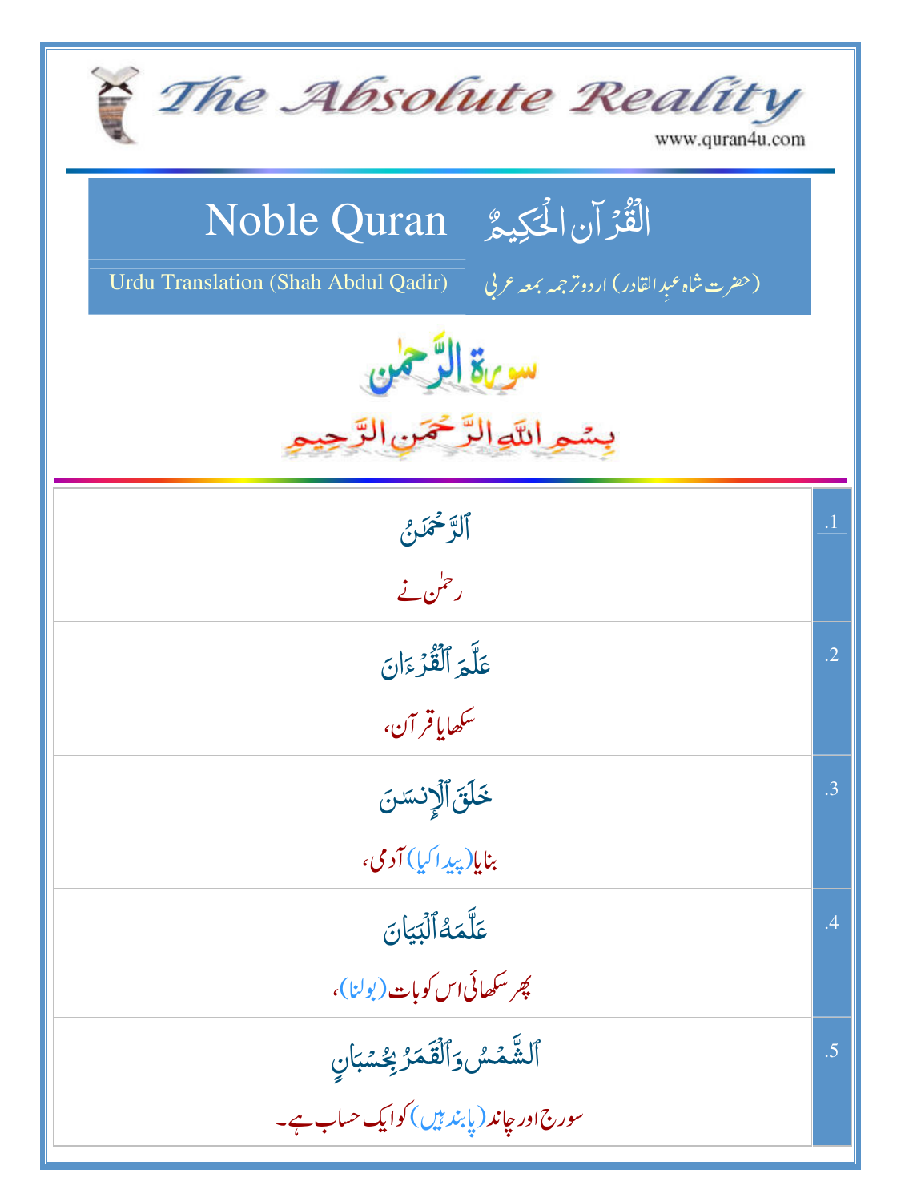The Absolute Reality

www.quran4u.com

# Noble Quran الْقُرْآنِ الْحَكِيمُ

Urdu Translation (Shah Abdul Qadir) (حضرت شاہ عبدِالقادر) اردو ترجمہ بمعہ عربی

## سورۃ الرَّحمٰن

بِسۡمِ اللّٰہِ الرَّحۡمٰنِ الرَّحِیۡمِ

| | |
|---|---|
| .1 | ٱلرَّحۡمَٰنُ<br>رحمٰن نے |
| .2 | عَلَّمَ ٱلۡقُرۡءَانَ<br>سکھایا قرآن، |
| .3 | خَلَقَ ٱلۡإِنسَٰنَ<br>بنایا (پیدا کیا) آدمی، |
| .4 | عَلَّمَهُ ٱلۡبَيَانَ<br>پھر سکھائی اس کو بات (بولنا)، |
| .5 | ٱلشَّمۡسُ وَٱلۡقَمَرُ بِحُسۡبَانٍ<br>سورج اور چاند (پابند ہیں) کو ایک حساب ہے۔ |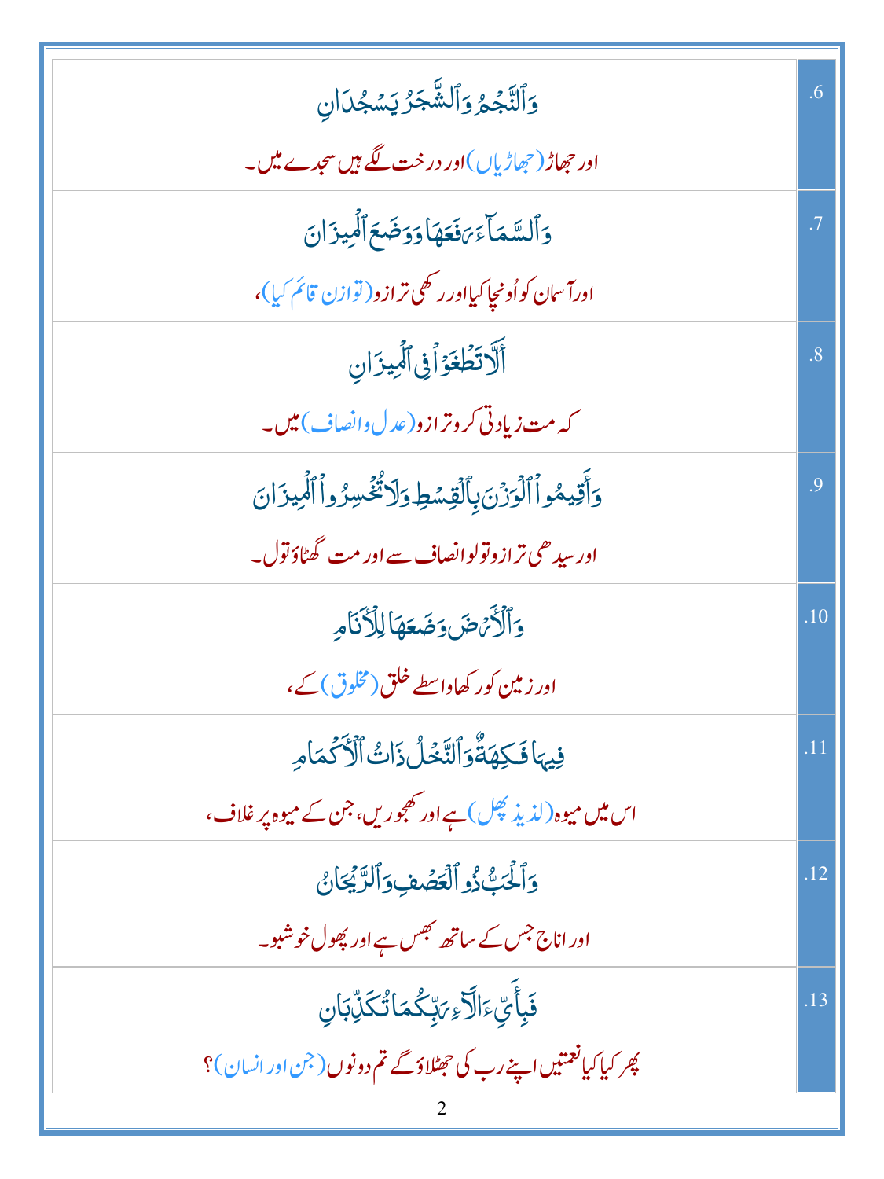| | |
|---|---|
| .6 | وَٱلنَّجْمُ وَٱلشَّجَرُ يَسْجُدَانِ<br>اور جھاڑ (جھاڑیاں) اور درخت لگے ہیں سجدے میں۔ |
| .7 | وَٱلسَّمَآءَ رَفَعَهَا وَوَضَعَ ٱلْمِيزَانَ<br>اور آسمان کو اُونچا کیا اور رکھی ترازو (توازن قائم کیا)، |
| .8 | أَلَّا تَطْغَوْا۟ فِى ٱلْمِيزَانِ<br>کہ مت زیادتی کرو ترازو (عدل وانصاف) میں۔ |
| .9 | وَأَقِيمُوا۟ ٱلْوَزْنَ بِٱلْقِسْطِ وَلَا تُخْسِرُوا۟ ٱلْمِيزَانَ<br>اور سیدھی ترازو تولو انصاف سے اور مت گھٹاؤ تول۔ |
| .10 | وَٱلْأَرْضَ وَضَعَهَا لِلْأَنَامِ<br>اور زمین کو رکھا واسطے خلق (مخلوق) کے، |
| .11 | فِيهَا فَٰكِهَةٌ وَٱلنَّخْلُ ذَاتُ ٱلْأَكْمَامِ<br>اس میں میوہ (لذیذ پھل) ہے اور کھجوریں، جن کے میوہ پر غلاف، |
| .12 | وَٱلْحَبُّ ذُو ٱلْعَصْفِ وَٱلرَّيْحَانُ<br>اور اناج جس کے ساتھ بھس ہے اور پھول خوشبو۔ |
| .13 | فَبِأَىِّ ءَالَآءِ رَبِّكُمَا تُكَذِّبَانِ<br>پھر کیا کیا نعمتیں اپنے رب کی جھٹلاؤ گے تم دونوں (جن اور انسان)؟ |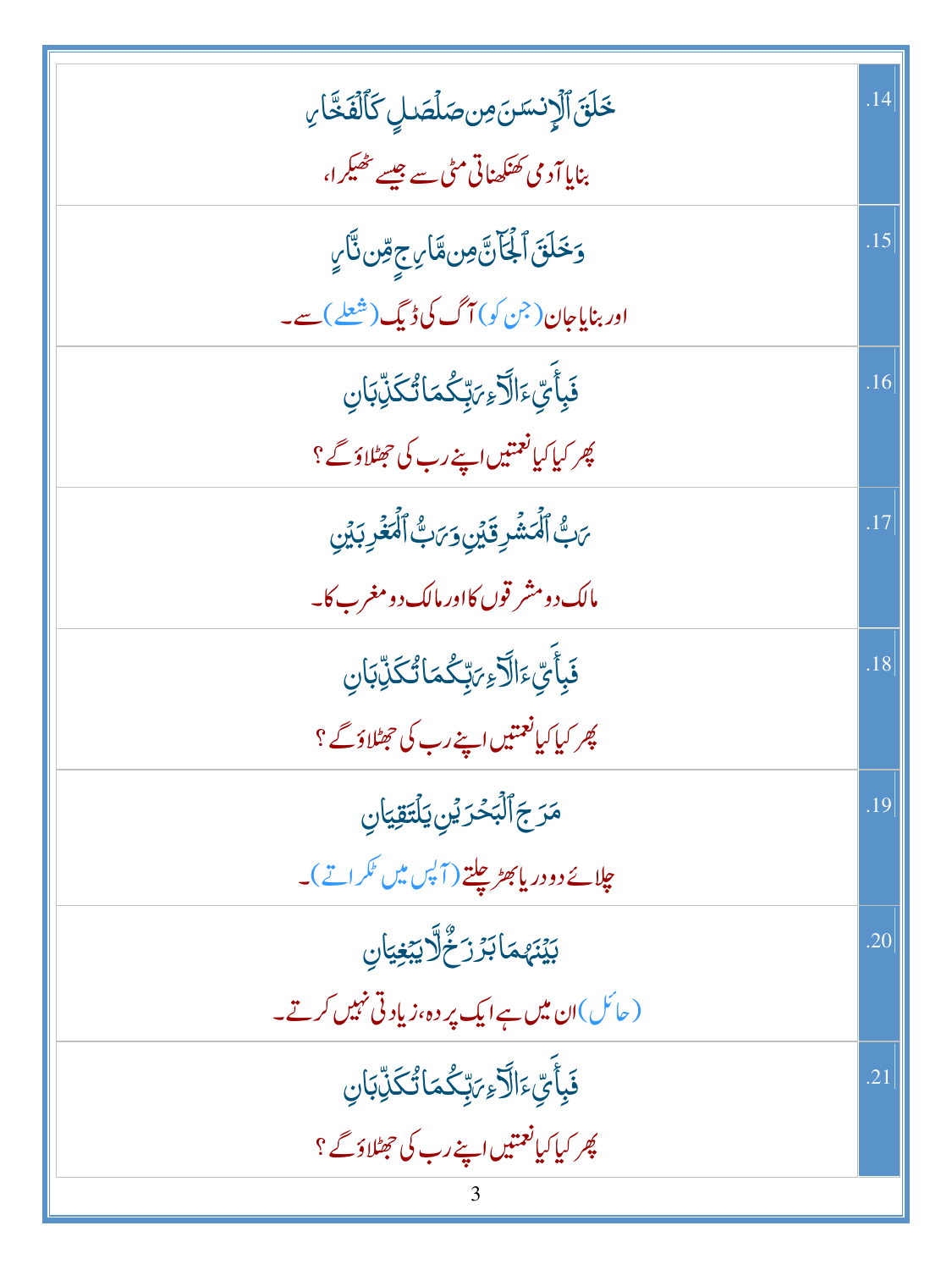| | |
|---|---|
| خَلَقَ ٱلْإِنسَـٰنَ مِن صَلْصَـٰلٍ كَٱلْفَخَّارِ<br>بنایا آدمی کھنکھناتی مٹی سے جیسے ٹھیکرا، | .14 |
| وَخَلَقَ ٱلْجَآنَّ مِن مَّارِجٍ مِّن نَّارٍ<br>اور بنایا جان (جن کو) آگ کی ڈیگ (شعلے) سے۔ | .15 |
| فَبِأَىِّ ءَالَآءِ رَبِّكُمَا تُكَذِّبَانِ<br>پھر کیا کیا نعمتیں اپنے رب کی جھٹلاؤ گے ؟ | .16 |
| رَبُّ ٱلْمَشْرِقَيْنِ وَرَبُّ ٱلْمَغْرِبَيْنِ<br>مالک دو مشرقوں کا اور مالک دو مغرب کا۔ | .17 |
| فَبِأَىِّ ءَالَآءِ رَبِّكُمَا تُكَذِّبَانِ<br>پھر کیا کیا نعمتیں اپنے رب کی جھٹلاؤ گے ؟ | .18 |
| مَرَجَ ٱلْبَحْرَيْنِ يَلْتَقِيَانِ<br>چلائے دو دریا بھڑ چلتے (آپس میں ٹکراتے)۔ | .19 |
| بَيْنَهُمَا بَرْزَخٌ لَّا يَبْغِيَانِ<br>(حائل) ان میں ہے ایک پردہ، زیادتی نہیں کرتے۔ | .20 |
| فَبِأَىِّ ءَالَآءِ رَبِّكُمَا تُكَذِّبَانِ<br>پھر کیا کیا نعمتیں اپنے رب کی جھٹلاؤ گے ؟ | .21 |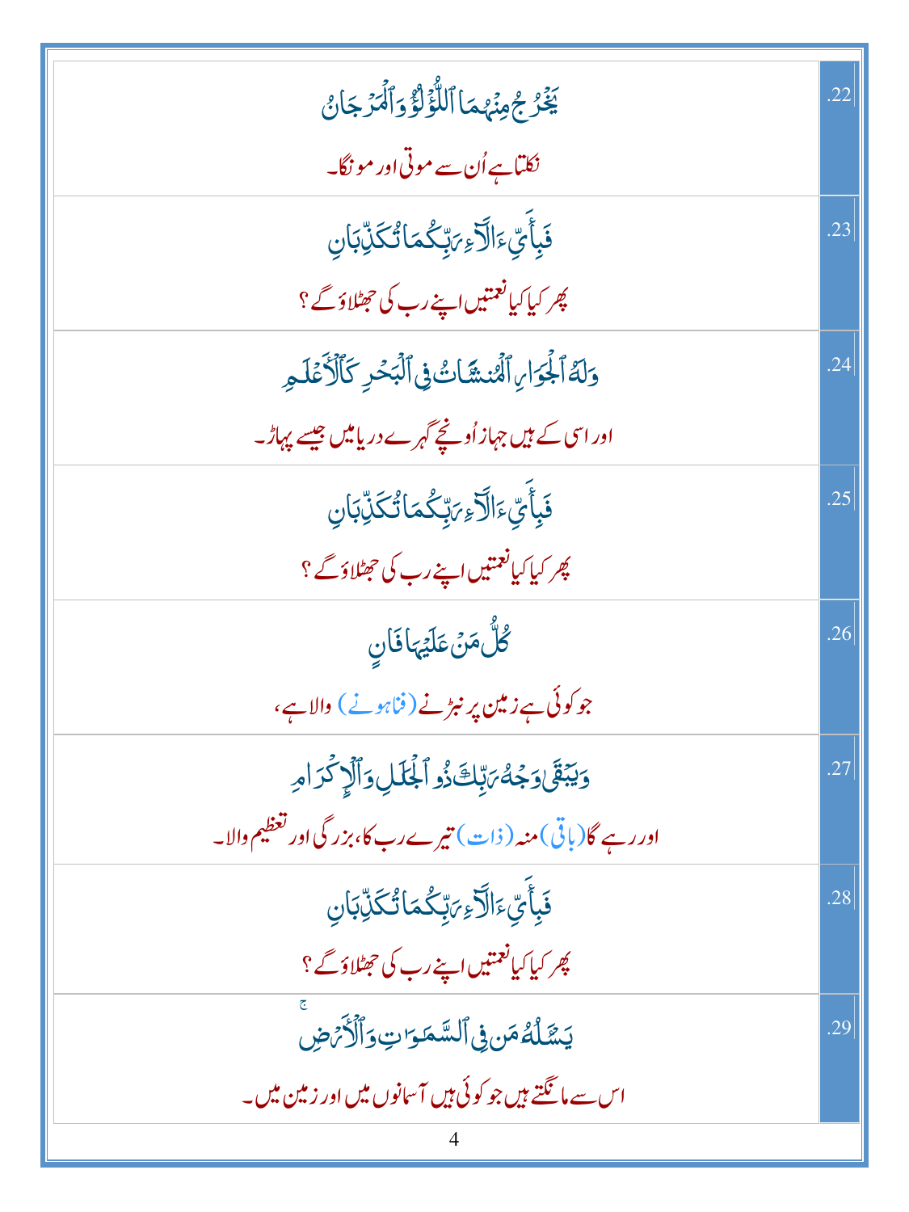| | |
|---|---|
| يَخْرُجُ مِنْهُمَا ٱللُّؤْلُؤُ وَٱلْمَرْجَانُ<br>نکلتا ہے اُن سے موتی اور مونگا۔ | .22 |
| فَبِأَيِّ ءَالَآءِ رَبِّكُمَا تُكَذِّبَانِ<br>پھر کیا کیا نعمتیں اپنے رب کی جھٹلاؤ گے؟ | .23 |
| وَلَهُ ٱلْجَوَارِ ٱلْمُنشَـَٔاتُ فِى ٱلْبَحْرِ كَٱلْأَعْلَـٰمِ<br>اور اسی کے ہیں جہاز اُونچے گھرے دریا میں جیسے پہاڑ۔ | .24 |
| فَبِأَيِّ ءَالَآءِ رَبِّكُمَا تُكَذِّبَانِ<br>پھر کیا کیا نعمتیں اپنے رب کی جھٹلاؤ گے؟ | .25 |
| كُلُّ مَنْ عَلَيْهَا فَانٍ<br>جو کوئی ہے زمین پر نبڑنے (فنا ہونے) والا ہے، | .26 |
| وَيَبْقَىٰ وَجْهُ رَبِّكَ ذُو ٱلْجَلَـٰلِ وَٱلْإِكْرَامِ<br>اور رہے گا (باقی) منہ (ذات) تیرے رب کا، بزرگی اور تعظیم والا۔ | .27 |
| فَبِأَيِّ ءَالَآءِ رَبِّكُمَا تُكَذِّبَانِ<br>پھر کیا کیا نعمتیں اپنے رب کی جھٹلاؤ گے؟ | .28 |
| يَسْـَٔلُهُۥ مَن فِى ٱلسَّمَـٰوَٰتِ وَٱلْأَرْضِ ۚ<br>اس سے مانگتے ہیں جو کوئی ہیں آسمانوں میں اور زمین میں۔ | .29 |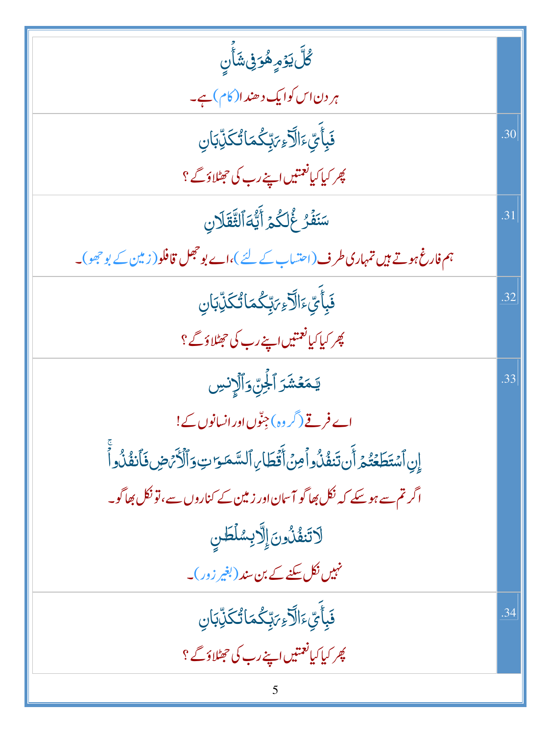| | |
|---|---|
| كُلَّ يَوْمٍ هُوَ فِي شَأْنٍ<br>ہر دن اس کو ایک دھندا (کام) ہے۔ | |
| فَبِأَيِّ آلَاءِ رَبِّكُمَا تُكَذِّبَانِ<br>پھر کیا کیا نعمتیں اپنے رب کی جھٹلاؤ گے ؟ | .30 |
| سَنَفْرُغُ لَكُمْ أَيُّهَ الثَّقَلَانِ<br>ہم فارغ ہوتے ہیں تمہاری طرف (احتساب کے لئے)،اے بوجھل قافلو(زمین کے بوجھو)۔ | .31 |
| فَبِأَيِّ آلَاءِ رَبِّكُمَا تُكَذِّبَانِ<br>پھر کیا کیا نعمتیں اپنے رب کی جھٹلاؤ گے ؟ | .32 |
| يَا مَعْشَرَ الْجِنِّ وَالْإِنسِ<br>اے فرقے (گروہ) جِنّوں اور انسانوں کے!<br>إِنِ اسْتَطَعْتُمْ أَن تَنفُذُوا مِنْ أَقْطَارِ السَّمَاوَاتِ وَالْأَرْضِ فَانفُذُوا<br>اگر تم سے ہو سکے کہ نکل بھاگو آسمان اور زمین کے کناروں سے، تو نکل بھاگو۔<br>لَا تَنفُذُونَ إِلَّا بِسُلْطَانٍ<br>نہیں نکل سکنے کے بن سند (بغیر زور)۔ | .33 |
| فَبِأَيِّ آلَاءِ رَبِّكُمَا تُكَذِّبَانِ<br>پھر کیا کیا نعمتیں اپنے رب کی جھٹلاؤ گے ؟ | .34 |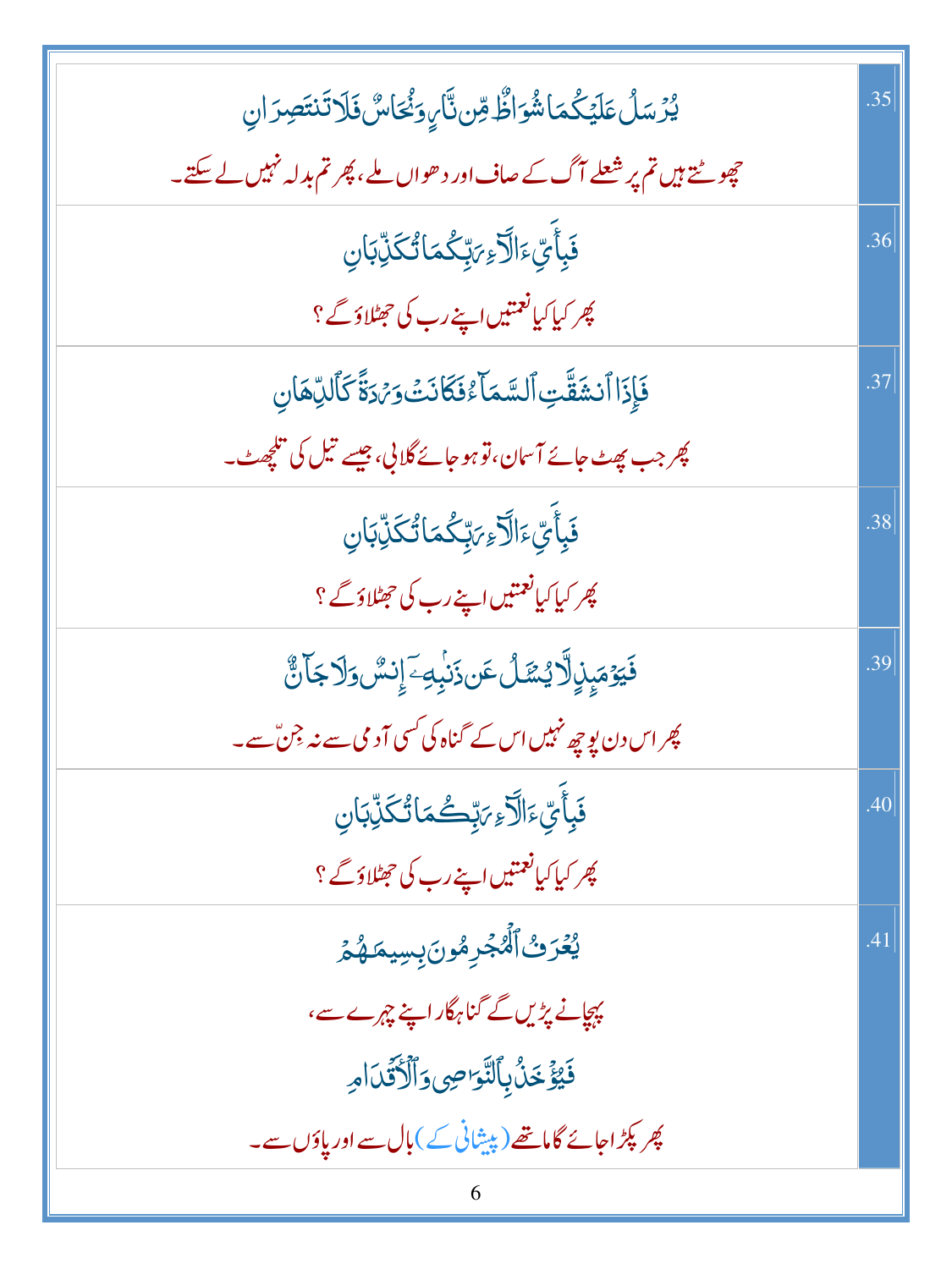| | |
|---|---|
| يُرۡسَلُ عَلَيۡكُمَا شُوَاظٌ مِّن نَّارٍ وَنُحَاسٌ فَلَا تَنتَصِرَانِ<br>چھوٹتے ہیں تم پر شعلے آگ کے صاف اور دھواں ملے، پھر تم بدلہ نہیں لے سکتے۔ | .35 |
| فَبِأَيِّ ءَالَآءِ رَبِّكُمَا تُكَذِّبَانِ<br>پھر کیا کیا نعمتیں اپنے رب کی جھٹلاؤ گے ؟ | .36 |
| فَإِذَا ٱنشَقَّتِ ٱلسَّمَآءُ فَكَانَتۡ وَرۡدَةً كَٱلدِّهَانِ<br>پھر جب پھٹ جائے آسمان، تو ہو جائے گلابی، جیسے تیل کی تلچھٹ۔ | .37 |
| فَبِأَيِّ ءَالَآءِ رَبِّكُمَا تُكَذِّبَانِ<br>پھر کیا کیا نعمتیں اپنے رب کی جھٹلاؤ گے ؟ | .38 |
| فَيَوۡمَئِذٍ لَّا يُسۡـَٔلُ عَن ذَنۢبِهِۦٓ إِنسٌ وَلَا جَآنٌّ<br>پھر اس دن پوچھ نہیں اس کے گناہ کی کسی آدمی سے نہ جنّ سے۔ | .39 |
| فَبِأَيِّ ءَالَآءِ رَبِّكُمَا تُكَذِّبَانِ<br>پھر کیا کیا نعمتیں اپنے رب کی جھٹلاؤ گے ؟ | .40 |
| يُعۡرَفُ ٱلۡمُجۡرِمُونَ بِسِيمَٰهُمۡ<br>پہچانے پڑیں گے گناہگار اپنے چہرے سے،<br>فَيُؤۡخَذُ بِٱلنَّوَٰصِي وَٱلۡأَقۡدَامِ<br>پھر پکڑا جائے گا ماتھے (پیشانی کے) بال سے اور پاؤں سے۔ | .41 |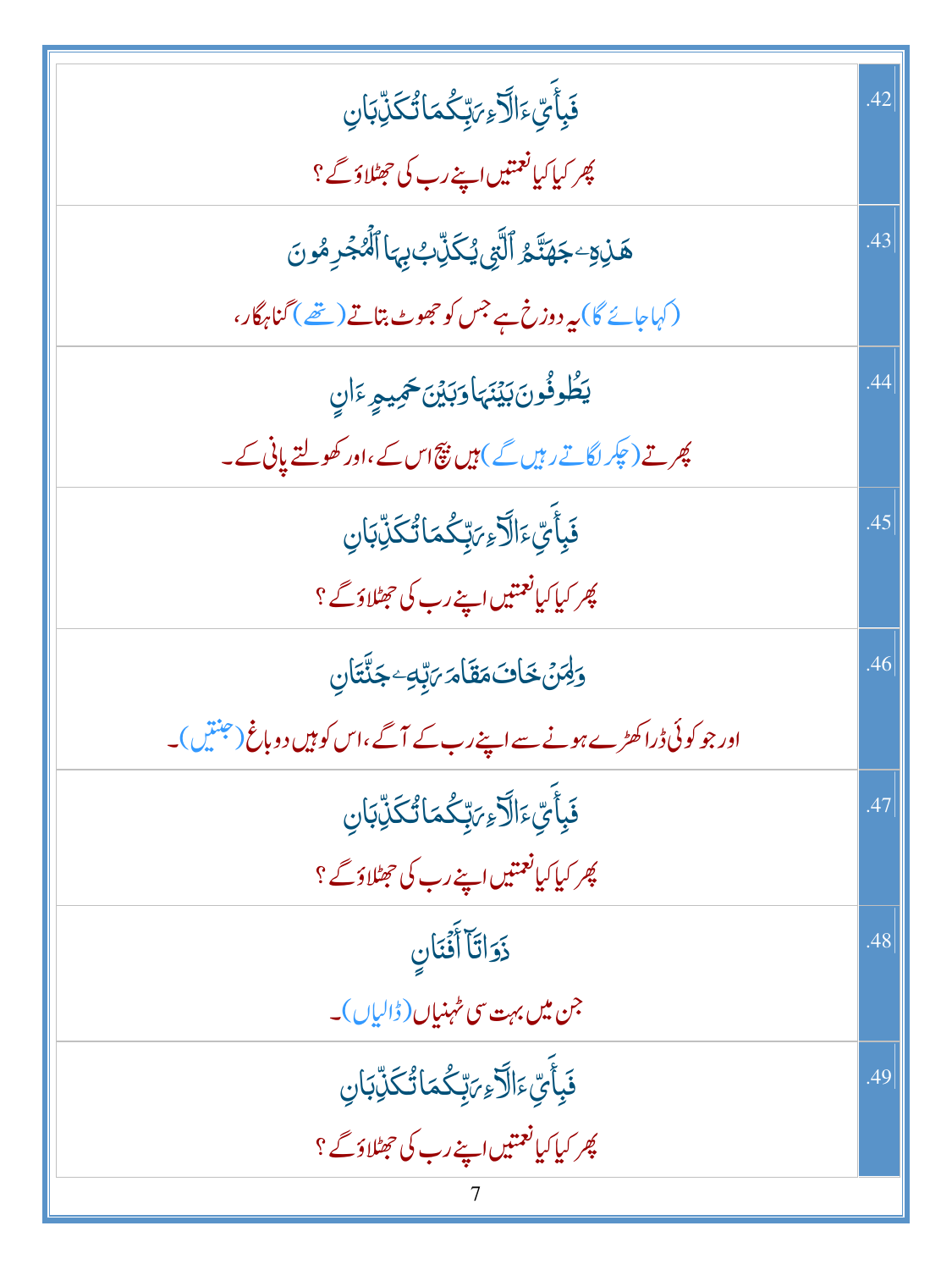| | |
|---|---|
| فَبِأَيِّ ءَالَآءِ رَبِّكُمَا تُكَذِّبَانِ<br>پھر کیا کیا نعمتیں اپنے رب کی جھٹلاؤ گے ؟ | .42 |
| هَٰذِهِۦ جَهَنَّمُ ٱلَّتِى يُكَذِّبُ بِهَا ٱلْمُجْرِمُونَ<br>(کہا جائے گا) یہ دوزخ ہے جس کو جھوٹ بتاتے (تھے) گناہگار، | .43 |
| يَطُوفُونَ بَيْنَهَا وَبَيْنَ حَمِيمٍ ءَانٍ<br>پھرتے (چکر لگاتے رہیں گے) ہیں بیچ اس کے، اور کھولتے پانی کے۔ | .44 |
| فَبِأَيِّ ءَالَآءِ رَبِّكُمَا تُكَذِّبَانِ<br>پھر کیا کیا نعمتیں اپنے رب کی جھٹلاؤ گے ؟ | .45 |
| وَلِمَنْ خَافَ مَقَامَ رَبِّهِۦ جَنَّتَانِ<br>اور جو کوئی ڈرا کھڑے ہونے سے اپنے رب کے آگے، اس کو ہیں دو باغ (جنتیں)۔ | .46 |
| فَبِأَيِّ ءَالَآءِ رَبِّكُمَا تُكَذِّبَانِ<br>پھر کیا کیا نعمتیں اپنے رب کی جھٹلاؤ گے ؟ | .47 |
| ذَوَاتَآ أَفْنَانٍ<br>جن میں بہت سی ٹہنیاں (ڈالیاں)۔ | .48 |
| فَبِأَيِّ ءَالَآءِ رَبِّكُمَا تُكَذِّبَانِ<br>پھر کیا کیا نعمتیں اپنے رب کی جھٹلاؤ گے ؟ | .49 |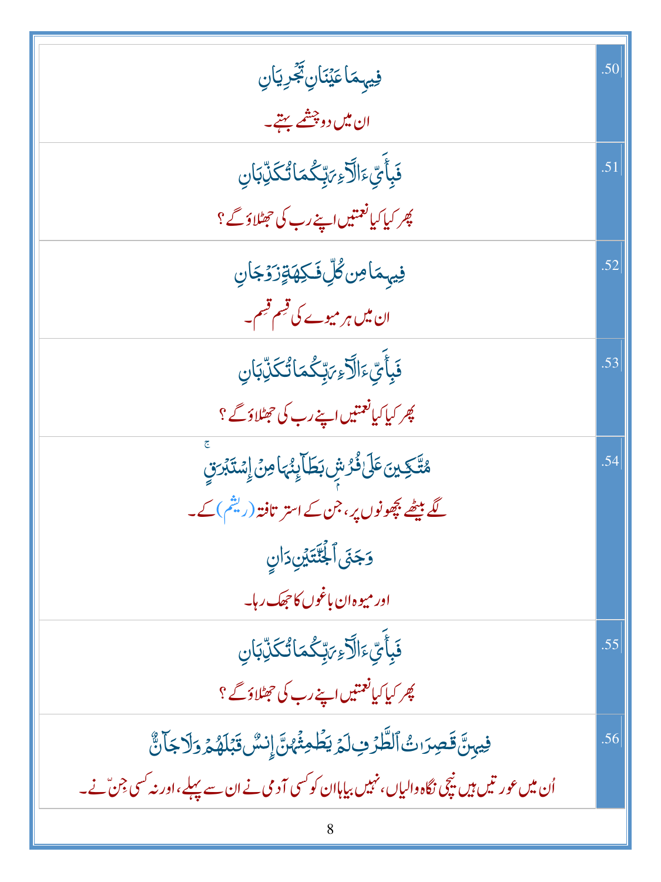| | |
|---|---|
| فِيهِمَا عَيْنَانِ تَجْرِيَانِ<br>ان میں دو چشمے بہتے۔ | .50 |
| فَبِأَيِّ ءَالَآءِ رَبِّكُمَا تُكَذِّبَانِ<br>پھر کیا کیا نعمتیں اپنے رب کی جھٹلاؤ گے ؟ | .51 |
| فِيهِمَا مِن كُلِّ فَـٰكِهَةٍ زَوْجَانِ<br>ان میں ہر میوے کی قِسم قِسم۔ | .52 |
| فَبِأَيِّ ءَالَآءِ رَبِّكُمَا تُكَذِّبَانِ<br>پھر کیا کیا نعمتیں اپنے رب کی جھٹلاؤ گے ؟ | .53 |
| مُتَّكِـِٔينَ عَلَىٰ فُرُشٍۭ بَطَآئِنُهَا مِنْ إِسْتَبْرَقٍ<br>لگے بیٹھے بچھونوں پر، جن کے استر تافتہ (ریشم) کے۔<br>وَجَنَى ٱلْجَنَّتَيْنِ دَانٍ<br>اور میوہ ان باغوں کا جھک رہا۔ | .54 |
| فَبِأَيِّ ءَالَآءِ رَبِّكُمَا تُكَذِّبَانِ<br>پھر کیا کیا نعمتیں اپنے رب کی جھٹلاؤ گے ؟ | .55 |
| فِيهِنَّ قَـٰصِرَٰتُ ٱلطَّرْفِ لَمْ يَطْمِثْهُنَّ إِنسٌ قَبْلَهُمْ وَلَا جَآنٌّ<br>اُن میں عورتیں ہیں نیچی نگاہ والیاں، نہیں بیاہا ان کو کسی آدمی نے ان سے پہلے، اور نہ کسی جنّ نے۔ | .56 |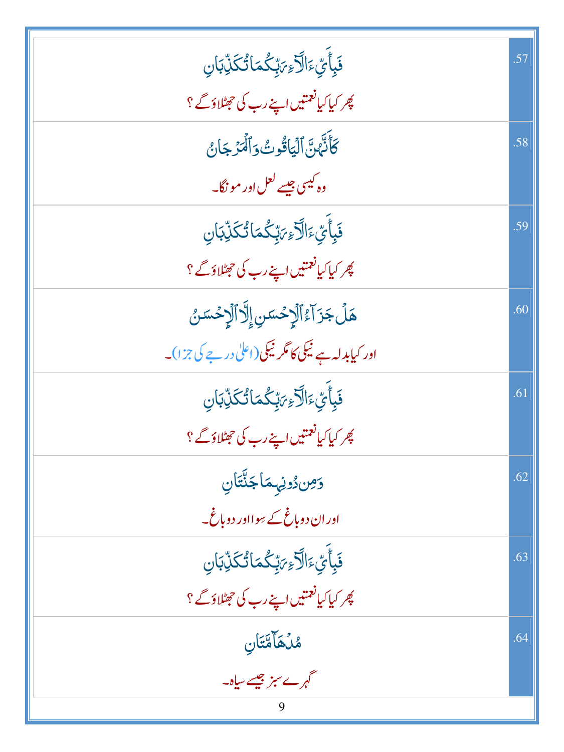| | |
|---|---|
| فَبِأَيِّ ءَالَآءِ رَبِّكُمَا تُكَذِّبَانِ<br>پھر کیا کیا نعمتیں اپنے رب کی جھٹلاؤ گے ؟ | .57 |
| كَأَنَّهُنَّ ٱلْيَاقُوتُ وَٱلْمَرْجَانُ<br>وہ کیسی جیسے لعل اور مونگا۔ | .58 |
| فَبِأَيِّ ءَالَآءِ رَبِّكُمَا تُكَذِّبَانِ<br>پھر کیا کیا نعمتیں اپنے رب کی جھٹلاؤ گے ؟ | .59 |
| هَلْ جَزَآءُ ٱلْإِحْسَٰنِ إِلَّا ٱلْإِحْسَٰنُ<br>اور کیا بدلہ ہے نیکی کا مگر نیکی (اعلیٰ درجے کی جزا)۔ | .60 |
| فَبِأَيِّ ءَالَآءِ رَبِّكُمَا تُكَذِّبَانِ<br>پھر کیا کیا نعمتیں اپنے رب کی جھٹلاؤ گے ؟ | .61 |
| وَمِن دُونِهِمَا جَنَّتَانِ<br>اور ان دو باغ کے سِوا اور دو باغ۔ | .62 |
| فَبِأَيِّ ءَالَآءِ رَبِّكُمَا تُكَذِّبَانِ<br>پھر کیا کیا نعمتیں اپنے رب کی جھٹلاؤ گے ؟ | .63 |
| مُدْهَآمَّتَانِ<br>گہرے سبز جیسے سیاہ۔ | .64 |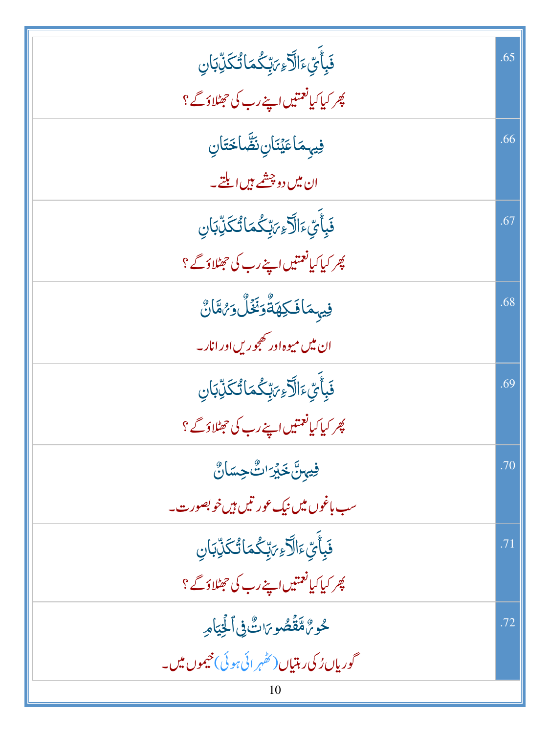| | |
|---|---|
| فَبِأَيِّ ءَالَآءِ رَبِّكُمَا تُكَذِّبَانِ<br>پھر کیا کیا نعمتیں اپنے رب کی جھٹلاؤ گے ؟ | .65 |
| فِيهِمَا عَيْنَانِ نَضَّاخَتَانِ<br>ان میں دو چشمے ہیں ابلتے۔ | .66 |
| فَبِأَيِّ ءَالَآءِ رَبِّكُمَا تُكَذِّبَانِ<br>پھر کیا کیا نعمتیں اپنے رب کی جھٹلاؤ گے ؟ | .67 |
| فِيهِمَا فَـٰكِهَةٌ وَنَخْلٌ وَرُمَّانٌ<br>ان میں میوہ اور کھجوریں اور انار۔ | .68 |
| فَبِأَيِّ ءَالَآءِ رَبِّكُمَا تُكَذِّبَانِ<br>پھر کیا کیا نعمتیں اپنے رب کی جھٹلاؤ گے ؟ | .69 |
| فِيهِنَّ خَيْرَٰتٌ حِسَانٌ<br>سب باغوں میں نیک عورتیں ہیں خوبصورت۔ | .70 |
| فَبِأَيِّ ءَالَآءِ رَبِّكُمَا تُكَذِّبَانِ<br>پھر کیا کیا نعمتیں اپنے رب کی جھٹلاؤ گے ؟ | .71 |
| حُورٌ مَّقْصُورَٰتٌ فِى ٱلْخِيَامِ<br>گوریاں رُکی رہتیاں (ٹھہرائی ہوئی) خیموں میں۔ | .72 |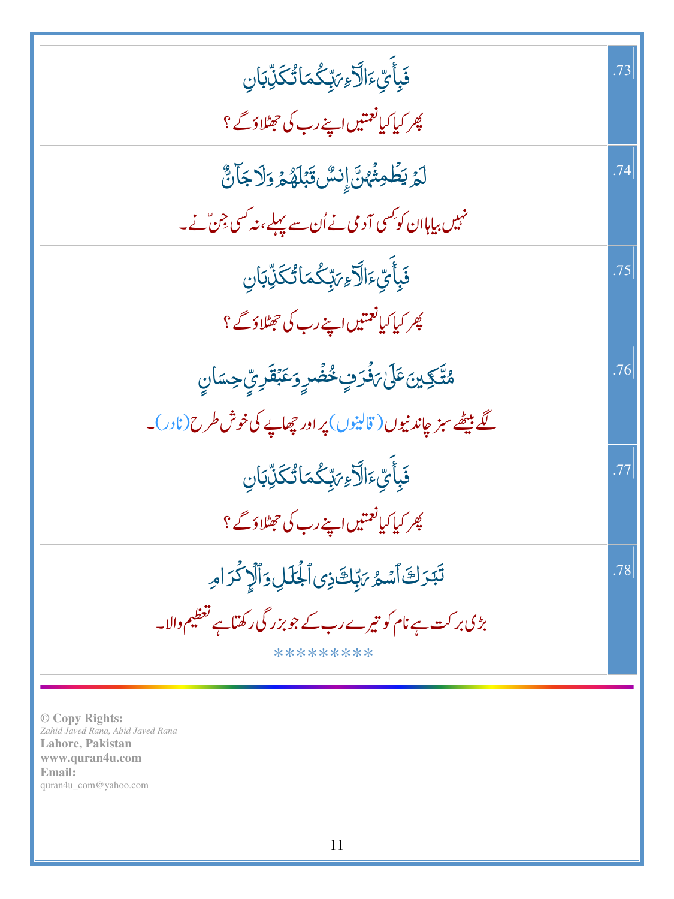| | |
|---|---|
| فَبِأَيِّ ءَالَآءِ رَبِّكُمَا تُكَذِّبَانِ<br>پھر کیا کیا نعمتیں اپنے رب کی جھٹلاؤ گے ؟ | .73 |
| لَمۡ يَطۡمِثۡهُنَّ إِنسٌ قَبۡلَهُمۡ وَلَا جَآنٌّ<br>نہیں بیاہا ان کو کسی آدمی نے اُن سے پہلے، نہ کسی جن نے۔ | .74 |
| فَبِأَيِّ ءَالَآءِ رَبِّكُمَا تُكَذِّبَانِ<br>پھر کیا کیا نعمتیں اپنے رب کی جھٹلاؤ گے ؟ | .75 |
| مُتَّكِـِٔينَ عَلَىٰ رَفۡرَفٍ خُضۡرٍ وَعَبۡقَرِيٍّ حِسَانٍ<br>لگے بیٹھے سبز چاندنیوں (قالینوں) پر اور چھاپے کی خوش طرح (نادر)۔ | .76 |
| فَبِأَيِّ ءَالَآءِ رَبِّكُمَا تُكَذِّبَانِ<br>پھر کیا کیا نعمتیں اپنے رب کی جھٹلاؤ گے ؟ | .77 |
| تَبَـٰرَكَ ٱسۡمُ رَبِّكَ ذِى ٱلۡجَلَـٰلِ وَٱلۡإِكۡرَامِ<br>بڑی برکت ہے نام کو تیرے رب کے جو بزرگی رکھتا ہے تعظیم والا۔<br>********* | .78 |

© Copy Rights:
*Zahid Javed Rana, Abid Javed Rana*
**Lahore, Pakistan**
**www.quran4u.com**
**Email:**
quran4u_com@yahoo.com